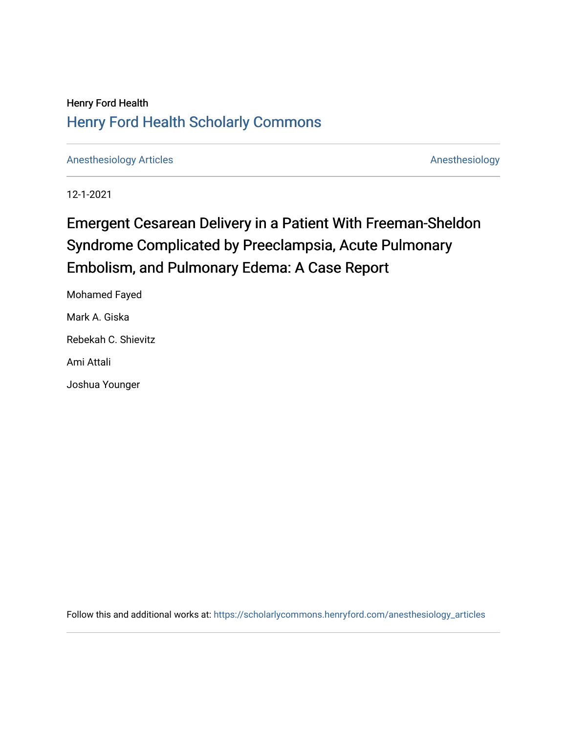Henry Ford Health

## Henry Ford Health Scholarly Commons

Anesthesiology Articles | Anesthesiology

12-1-2021

# Emergent Cesarean Delivery in a Patient With Freeman-Sheldon Syndrome Complicated by Preeclampsia, Acute Pulmonary Embolism, and Pulmonary Edema: A Case Report

Mohamed Fayed

Mark A. Giska

Rebekah C. Shievitz

Ami Attali

Joshua Younger

Follow this and additional works at: https://scholarlycommons.henryford.com/anesthesiology_articles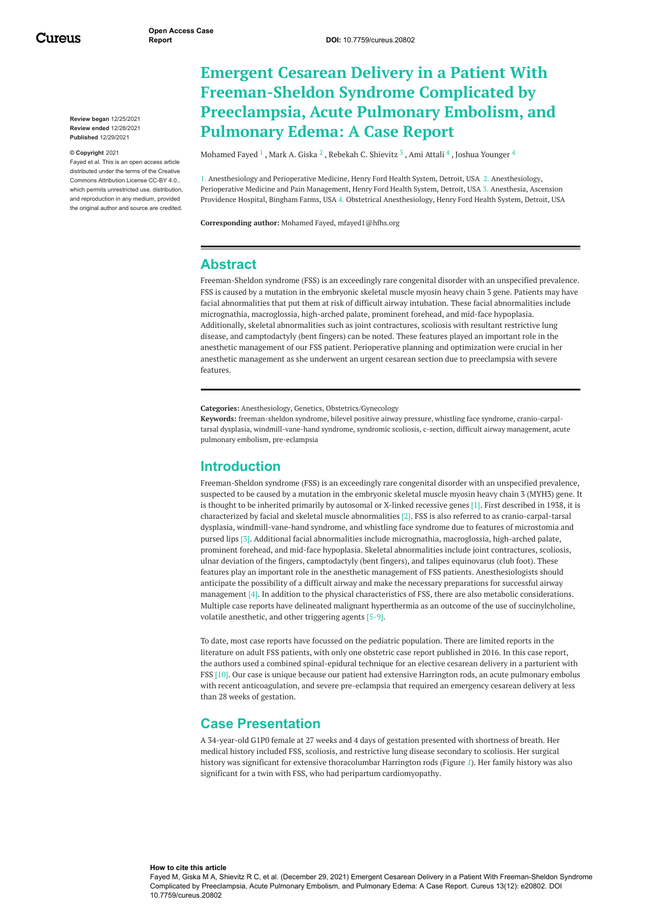# Emergent Cesarean Delivery in a Patient With Freeman-Sheldon Syndrome Complicated by Preeclampsia, Acute Pulmonary Embolism, and Pulmonary Edema: A Case Report

Mohamed Fayed [1] , Mark A. Giska [2] , Rebekah C. Shievitz [3] , Ami Attali [4] , Joshua Younger [4]

1. Anesthesiology and Perioperative Medicine, Henry Ford Health System, Detroit, USA 2. Anesthesiology, Perioperative Medicine and Pain Management, Henry Ford Health System, Detroit, USA 3. Anesthesia, Ascension Providence Hospital, Bingham Farms, USA 4. Obstetrical Anesthesiology, Henry Ford Health System, Detroit, USA

**Corresponding author:** Mohamed Fayed, mfayed1@hfhs.org

**Review began** 12/25/2021
**Review ended** 12/28/2021
**Published** 12/29/2021

**© Copyright** 2021
Fayed et al. This is an open access article distributed under the terms of the Creative Commons Attribution License CC-BY 4.0., which permits unrestricted use, distribution, and reproduction in any medium, provided the original author and source are credited.

## Abstract

Freeman-Sheldon syndrome (FSS) is an exceedingly rare congenital disorder with an unspecified prevalence. FSS is caused by a mutation in the embryonic skeletal muscle myosin heavy chain 3 gene. Patients may have facial abnormalities that put them at risk of difficult airway intubation. These facial abnormalities include micrognathia, macroglossia, high-arched palate, prominent forehead, and mid-face hypoplasia. Additionally, skeletal abnormalities such as joint contractures, scoliosis with resultant restrictive lung disease, and camptodactyly (bent fingers) can be noted. These features played an important role in the anesthetic management of our FSS patient. Perioperative planning and optimization were crucial in her anesthetic management as she underwent an urgent cesarean section due to preeclampsia with severe features.

**Categories:** Anesthesiology, Genetics, Obstetrics/Gynecology
**Keywords:** freeman-sheldon syndrome, bilevel positive airway pressure, whistling face syndrome, cranio-carpal-tarsal dysplasia, windmill-vane-hand syndrome, syndromic scoliosis, c-section, difficult airway management, acute pulmonary embolism, pre-eclampsia

## Introduction

Freeman-Sheldon syndrome (FSS) is an exceedingly rare congenital disorder with an unspecified prevalence, suspected to be caused by a mutation in the embryonic skeletal muscle myosin heavy chain 3 (MYH3) gene. It is thought to be inherited primarily by autosomal or X-linked recessive genes [1]. First described in 1938, it is characterized by facial and skeletal muscle abnormalities [2]. FSS is also referred to as cranio-carpal-tarsal dysplasia, windmill-vane-hand syndrome, and whistling face syndrome due to features of microstomia and pursed lips [3]. Additional facial abnormalities include micrognathia, macroglossia, high-arched palate, prominent forehead, and mid-face hypoplasia. Skeletal abnormalities include joint contractures, scoliosis, ulnar deviation of the fingers, camptodactyly (bent fingers), and talipes equinovarus (club foot). These features play an important role in the anesthetic management of FSS patients. Anesthesiologists should anticipate the possibility of a difficult airway and make the necessary preparations for successful airway management [4]. In addition to the physical characteristics of FSS, there are also metabolic considerations. Multiple case reports have delineated malignant hyperthermia as an outcome of the use of succinylcholine, volatile anesthetic, and other triggering agents [5-9].

To date, most case reports have focussed on the pediatric population. There are limited reports in the literature on adult FSS patients, with only one obstetric case report published in 2016. In this case report, the authors used a combined spinal-epidural technique for an elective cesarean delivery in a parturient with FSS [10]. Our case is unique because our patient had extensive Harrington rods, an acute pulmonary embolus with recent anticoagulation, and severe pre-eclampsia that required an emergency cesarean delivery at less than 28 weeks of gestation.

## Case Presentation

A 34-year-old G1P0 female at 27 weeks and 4 days of gestation presented with shortness of breath. Her medical history included FSS, scoliosis, and restrictive lung disease secondary to scoliosis. Her surgical history was significant for extensive thoracolumbar Harrington rods (Figure 1). Her family history was also significant for a twin with FSS, who had peripartum cardiomyopathy.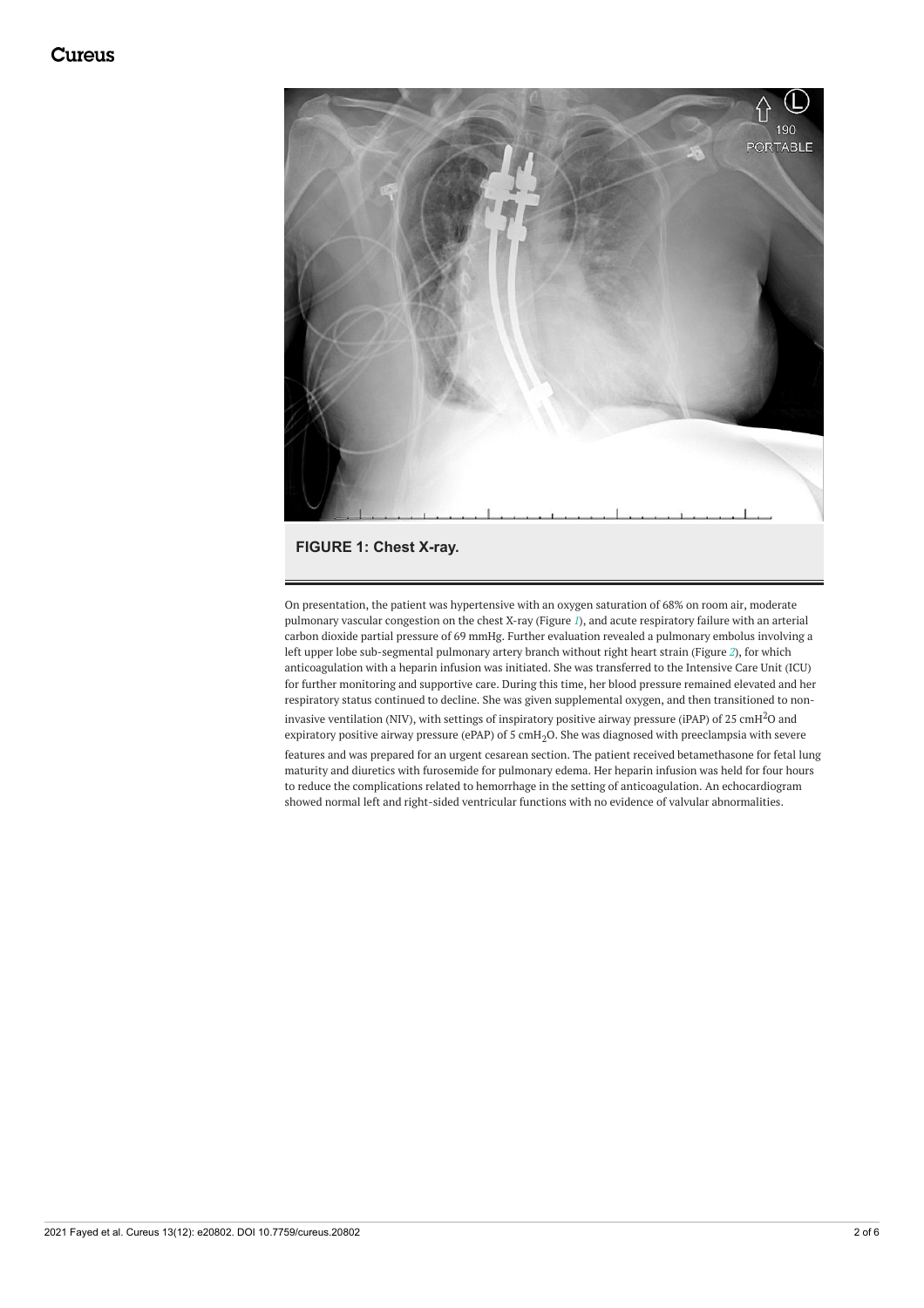FIGURE 1: Chest X-ray.

On presentation, the patient was hypertensive with an oxygen saturation of 68% on room air, moderate pulmonary vascular congestion on the chest X-ray (Figure 1), and acute respiratory failure with an arterial carbon dioxide partial pressure of 69 mmHg. Further evaluation revealed a pulmonary embolus involving a left upper lobe sub-segmental pulmonary artery branch without right heart strain (Figure 2), for which anticoagulation with a heparin infusion was initiated. She was transferred to the Intensive Care Unit (ICU) for further monitoring and supportive care. During this time, her blood pressure remained elevated and her respiratory status continued to decline. She was given supplemental oxygen, and then transitioned to non-invasive ventilation (NIV), with settings of inspiratory positive airway pressure (iPAP) of 25 $cmH^2O$ and expiratory positive airway pressure (ePAP) of 5 $cmH_2O$. She was diagnosed with preeclampsia with severe features and was prepared for an urgent cesarean section. The patient received betamethasone for fetal lung maturity and diuretics with furosemide for pulmonary edema. Her heparin infusion was held for four hours to reduce the complications related to hemorrhage in the setting of anticoagulation. An echocardiogram showed normal left and right-sided ventricular functions with no evidence of valvular abnormalities.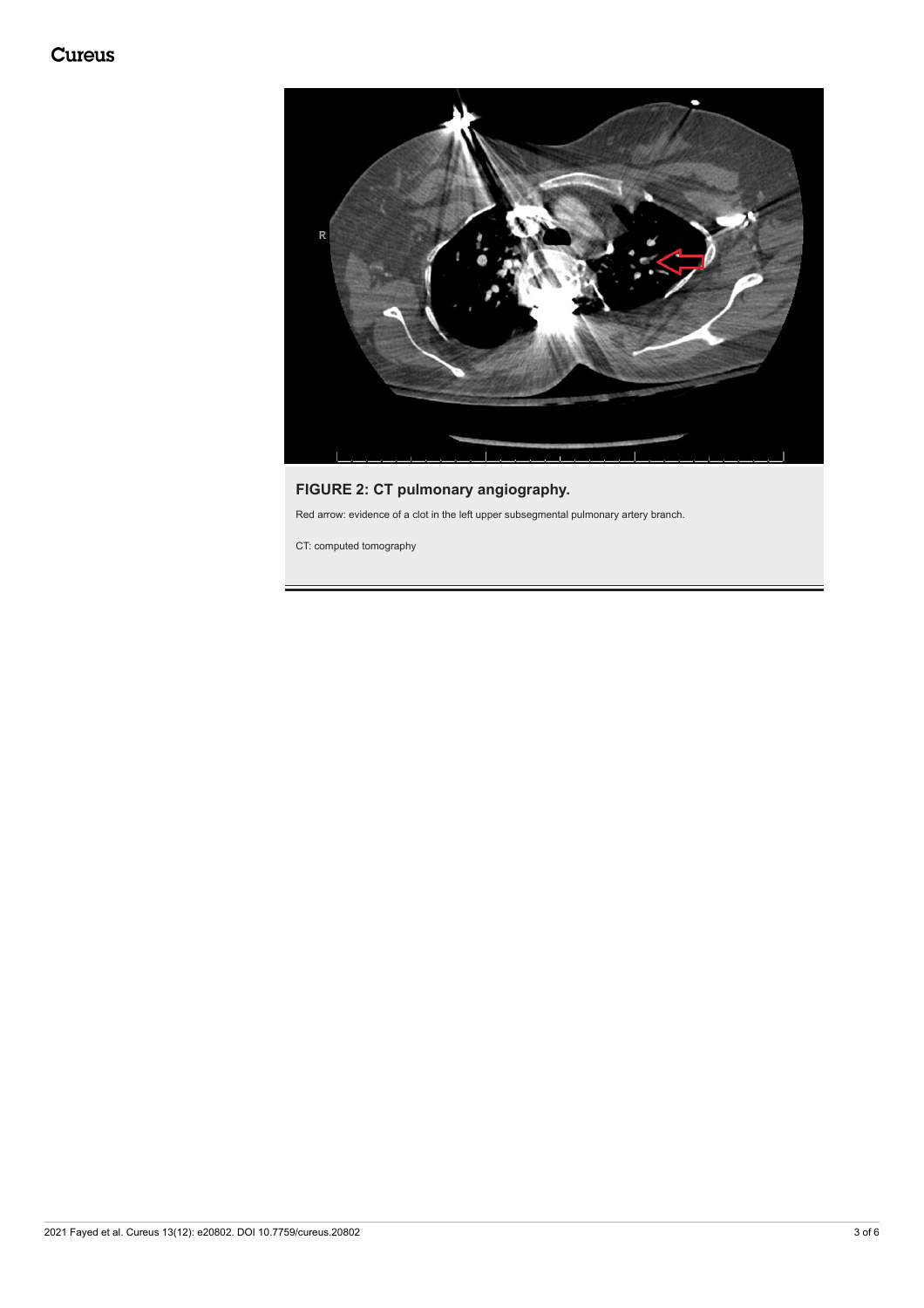**FIGURE 2: CT pulmonary angiography.**

Red arrow: evidence of a clot in the left upper subsegmental pulmonary artery branch.

CT: computed tomography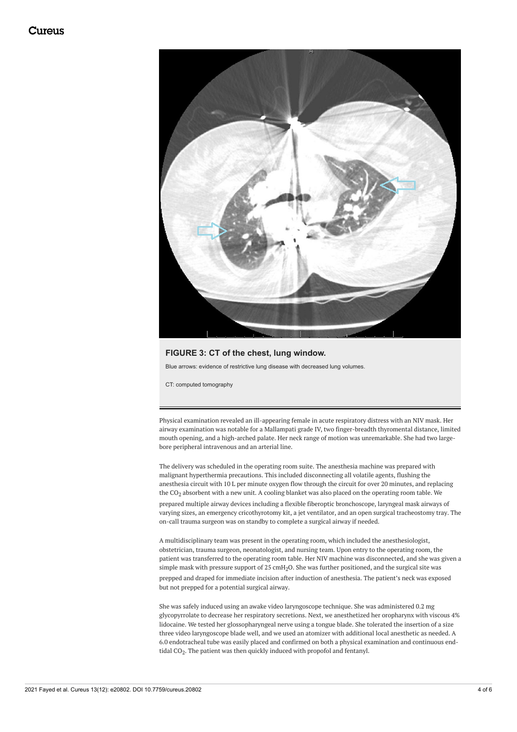**FIGURE 3: CT of the chest, lung window.**

Blue arrows: evidence of restrictive lung disease with decreased lung volumes.

CT: computed tomography

Physical examination revealed an ill-appearing female in acute respiratory distress with an NIV mask. Her airway examination was notable for a Mallampati grade IV, two finger-breadth thyromental distance, limited mouth opening, and a high-arched palate. Her neck range of motion was unremarkable. She had two large-bore peripheral intravenous and an arterial line.

The delivery was scheduled in the operating room suite. The anesthesia machine was prepared with malignant hyperthermia precautions. This included disconnecting all volatile agents, flushing the anesthesia circuit with 10 L per minute oxygen flow through the circuit for over 20 minutes, and replacing the $CO_2$ absorbent with a new unit. A cooling blanket was also placed on the operating room table. We prepared multiple airway devices including a flexible fiberoptic bronchoscope, laryngeal mask airways of varying sizes, an emergency cricothyrotomy kit, a jet ventilator, and an open surgical tracheostomy tray. The on-call trauma surgeon was on standby to complete a surgical airway if needed.

A multidisciplinary team was present in the operating room, which included the anesthesiologist, obstetrician, trauma surgeon, neonatologist, and nursing team. Upon entry to the operating room, the patient was transferred to the operating room table. Her NIV machine was disconnected, and she was given a simple mask with pressure support of 25 $cmH_2O$. She was further positioned, and the surgical site was prepped and draped for immediate incision after induction of anesthesia. The patient's neck was exposed but not prepped for a potential surgical airway.

She was safely induced using an awake video laryngoscope technique. She was administered 0.2 mg glycopyrrolate to decrease her respiratory secretions. Next, we anesthetized her oropharynx with viscous 4% lidocaine. We tested her glossopharyngeal nerve using a tongue blade. She tolerated the insertion of a size three video laryngoscope blade well, and we used an atomizer with additional local anesthetic as needed. A 6.0 endotracheal tube was easily placed and confirmed on both a physical examination and continuous end-tidal $CO_2$. The patient was then quickly induced with propofol and fentanyl.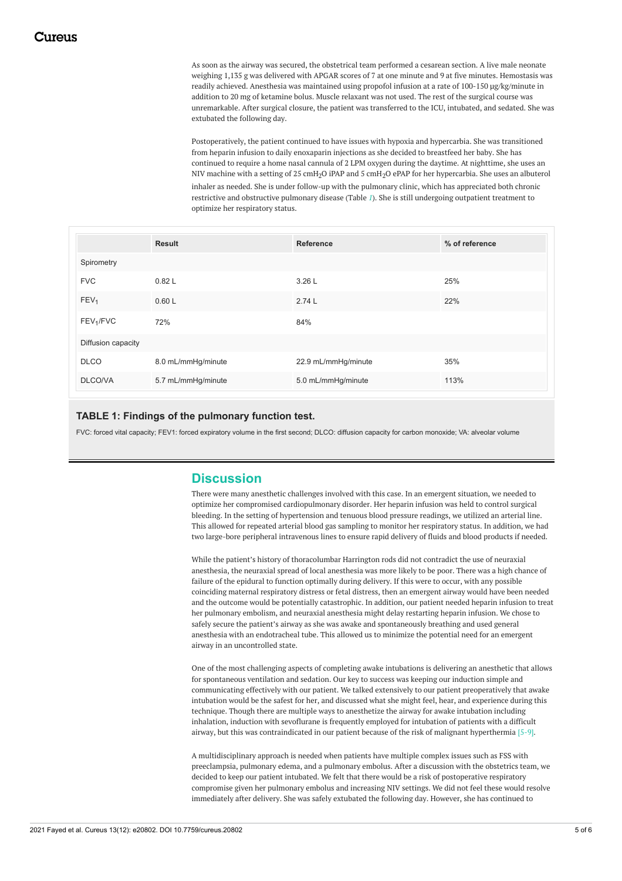As soon as the airway was secured, the obstetrical team performed a cesarean section. A live male neonate weighing 1,135 g was delivered with APGAR scores of 7 at one minute and 9 at five minutes. Hemostasis was readily achieved. Anesthesia was maintained using propofol infusion at a rate of 100-150 μg/kg/minute in addition to 20 mg of ketamine bolus. Muscle relaxant was not used. The rest of the surgical course was unremarkable. After surgical closure, the patient was transferred to the ICU, intubated, and sedated. She was extubated the following day.

Postoperatively, the patient continued to have issues with hypoxia and hypercarbia. She was transitioned from heparin infusion to daily enoxaparin injections as she decided to breastfeed her baby. She has continued to require a home nasal cannula of 2 LPM oxygen during the daytime. At nighttime, she uses an NIV machine with a setting of 25 cm$H_2O$ iPAP and 5 cm$H_2O$ ePAP for her hypercarbia. She uses an albuterol inhaler as needed. She is under follow-up with the pulmonary clinic, which has appreciated both chronic restrictive and obstructive pulmonary disease (Table 1). She is still undergoing outpatient treatment to optimize her respiratory status.

| | Result | Reference | % of reference |
|---|---|---|---|
| Spirometry | | | |
| FVC | 0.82 L | 3.26 L | 25% |
| $FEV_1$ | 0.60 L | 2.74 L | 22% |
| $FEV_1$/FVC | 72% | 84% | |
| Diffusion capacity | | | |
| DLCO | 8.0 mL/mmHg/minute | 22.9 mL/mmHg/minute | 35% |
| DLCO/VA | 5.7 mL/mmHg/minute | 5.0 mL/mmHg/minute | 113% |

**TABLE 1: Findings of the pulmonary function test.**

FVC: forced vital capacity; FEV1: forced expiratory volume in the first second; DLCO: diffusion capacity for carbon monoxide; VA: alveolar volume

## Discussion

There were many anesthetic challenges involved with this case. In an emergent situation, we needed to optimize her compromised cardiopulmonary disorder. Her heparin infusion was held to control surgical bleeding. In the setting of hypertension and tenuous blood pressure readings, we utilized an arterial line. This allowed for repeated arterial blood gas sampling to monitor her respiratory status. In addition, we had two large-bore peripheral intravenous lines to ensure rapid delivery of fluids and blood products if needed.

While the patient's history of thoracolumbar Harrington rods did not contradict the use of neuraxial anesthesia, the neuraxial spread of local anesthesia was more likely to be poor. There was a high chance of failure of the epidural to function optimally during delivery. If this were to occur, with any possible coinciding maternal respiratory distress or fetal distress, then an emergent airway would have been needed and the outcome would be potentially catastrophic. In addition, our patient needed heparin infusion to treat her pulmonary embolism, and neuraxial anesthesia might delay restarting heparin infusion. We chose to safely secure the patient's airway as she was awake and spontaneously breathing and used general anesthesia with an endotracheal tube. This allowed us to minimize the potential need for an emergent airway in an uncontrolled state.

One of the most challenging aspects of completing awake intubations is delivering an anesthetic that allows for spontaneous ventilation and sedation. Our key to success was keeping our induction simple and communicating effectively with our patient. We talked extensively to our patient preoperatively that awake intubation would be the safest for her, and discussed what she might feel, hear, and experience during this technique. Though there are multiple ways to anesthetize the airway for awake intubation including inhalation, induction with sevoflurane is frequently employed for intubation of patients with a difficult airway, but this was contraindicated in our patient because of the risk of malignant hyperthermia [5-9].

A multidisciplinary approach is needed when patients have multiple complex issues such as FSS with preeclampsia, pulmonary edema, and a pulmonary embolus. After a discussion with the obstetrics team, we decided to keep our patient intubated. We felt that there would be a risk of postoperative respiratory compromise given her pulmonary embolus and increasing NIV settings. We did not feel these would resolve immediately after delivery. She was safely extubated the following day. However, she has continued to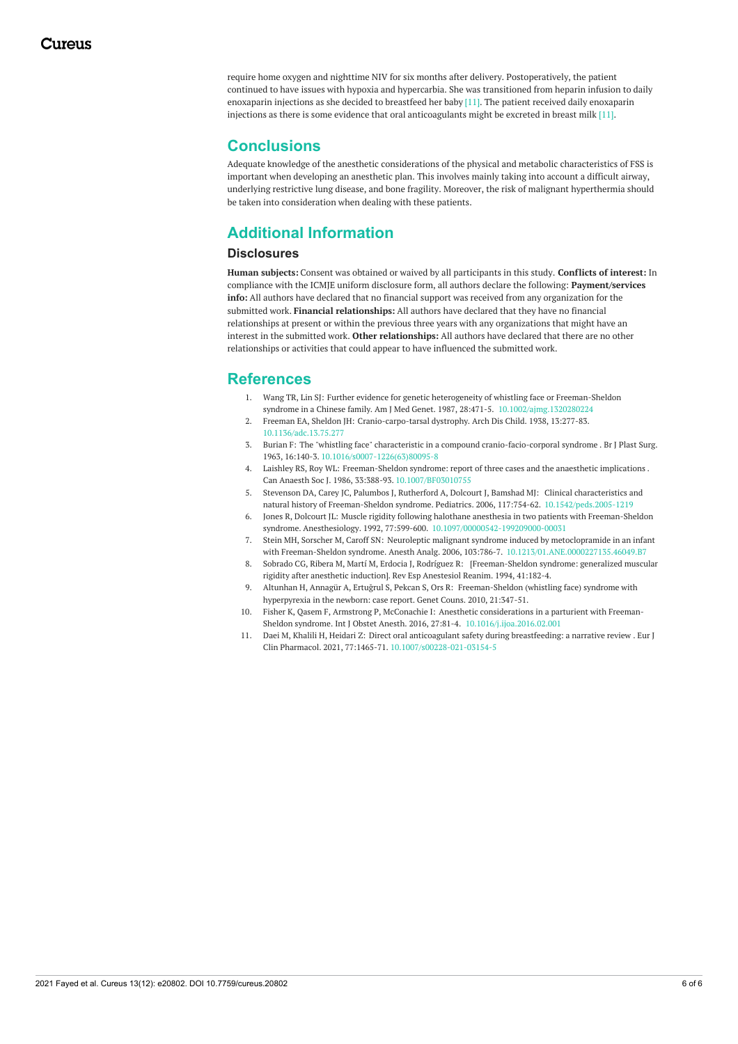require home oxygen and nighttime NIV for six months after delivery. Postoperatively, the patient continued to have issues with hypoxia and hypercarbia. She was transitioned from heparin infusion to daily enoxaparin injections as she decided to breastfeed her baby [11]. The patient received daily enoxaparin injections as there is some evidence that oral anticoagulants might be excreted in breast milk [11].

## Conclusions

Adequate knowledge of the anesthetic considerations of the physical and metabolic characteristics of FSS is important when developing an anesthetic plan. This involves mainly taking into account a difficult airway, underlying restrictive lung disease, and bone fragility. Moreover, the risk of malignant hyperthermia should be taken into consideration when dealing with these patients.

## Additional Information

### Disclosures

**Human subjects:** Consent was obtained or waived by all participants in this study. **Conflicts of interest:** In compliance with the ICMJE uniform disclosure form, all authors declare the following: **Payment/services info:** All authors have declared that no financial support was received from any organization for the submitted work. **Financial relationships:** All authors have declared that they have no financial relationships at present or within the previous three years with any organizations that might have an interest in the submitted work. **Other relationships:** All authors have declared that there are no other relationships or activities that could appear to have influenced the submitted work.

## References

1. Wang TR, Lin SJ: Further evidence for genetic heterogeneity of whistling face or Freeman-Sheldon syndrome in a Chinese family. Am J Med Genet. 1987, 28:471-5. 10.1002/ajmg.1320280224
2. Freeman EA, Sheldon JH: Cranio-carpo-tarsal dystrophy. Arch Dis Child. 1938, 13:277-83. 10.1136/adc.13.75.277
3. Burian F: The "whistling face" characteristic in a compound cranio-facio-corporal syndrome . Br J Plast Surg. 1963, 16:140-3. 10.1016/s0007-1226(63)80095-8
4. Laishley RS, Roy WL: Freeman-Sheldon syndrome: report of three cases and the anaesthetic implications . Can Anaesth Soc J. 1986, 33:388-93. 10.1007/BF03010755
5. Stevenson DA, Carey JC, Palumbos J, Rutherford A, Dolcourt J, Bamshad MJ: Clinical characteristics and natural history of Freeman-Sheldon syndrome. Pediatrics. 2006, 117:754-62. 10.1542/peds.2005-1219
6. Jones R, Dolcourt JL: Muscle rigidity following halothane anesthesia in two patients with Freeman-Sheldon syndrome. Anesthesiology. 1992, 77:599-600. 10.1097/00000542-199209000-00031
7. Stein MH, Sorscher M, Caroff SN: Neuroleptic malignant syndrome induced by metoclopramide in an infant with Freeman-Sheldon syndrome. Anesth Analg. 2006, 103:786-7. 10.1213/01.ANE.0000227135.46049.B7
8. Sobrado CG, Ribera M, Martí M, Erdocia J, Rodríguez R: [Freeman-Sheldon syndrome: generalized muscular rigidity after anesthetic induction]. Rev Esp Anestesiol Reanim. 1994, 41:182-4.
9. Altunhan H, Annagür A, Ertuğrul S, Pekcan S, Ors R: Freeman-Sheldon (whistling face) syndrome with hyperpyrexia in the newborn: case report. Genet Couns. 2010, 21:347-51.
10. Fisher K, Qasem F, Armstrong P, McConachie I: Anesthetic considerations in a parturient with Freeman-Sheldon syndrome. Int J Obstet Anesth. 2016, 27:81-4. 10.1016/j.ijoa.2016.02.001
11. Daei M, Khalili H, Heidari Z: Direct oral anticoagulant safety during breastfeeding: a narrative review . Eur J Clin Pharmacol. 2021, 77:1465-71. 10.1007/s00228-021-03154-5